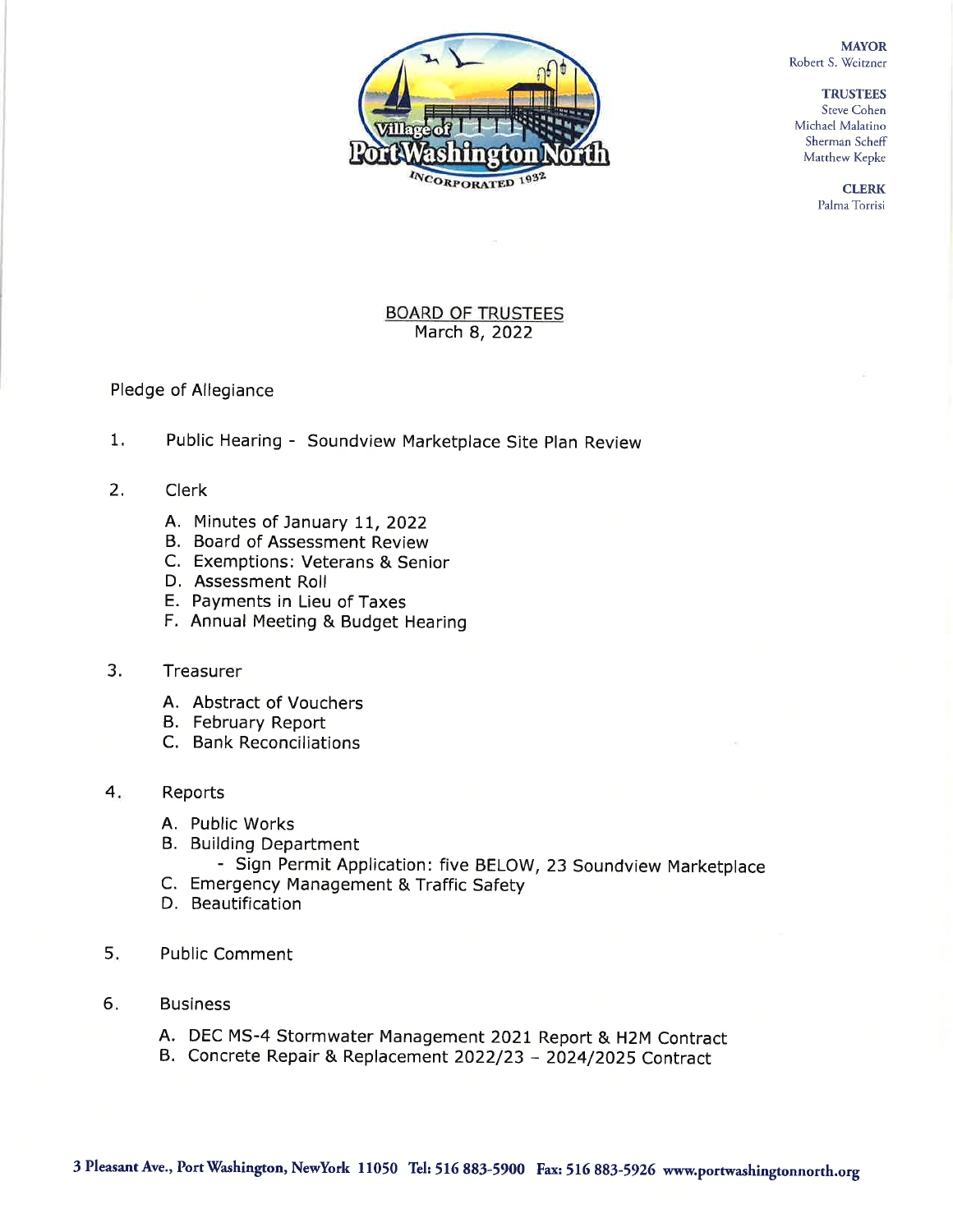Village of Port Washington North
INCORPORATED 1932

**MAYOR**
Robert S. Weitzner

**TRUSTEES**
Steve Cohen
Michael Malatino
Sherman Scheff
Matthew Kepke

**CLERK**
Palma Torrisi

## BOARD OF TRUSTEES
March 8, 2022

Pledge of Allegiance

1. Public Hearing - Soundview Marketplace Site Plan Review

2. Clerk

   A. Minutes of January 11, 2022
   B. Board of Assessment Review
   C. Exemptions: Veterans & Senior
   D. Assessment Roll
   E. Payments in Lieu of Taxes
   F. Annual Meeting & Budget Hearing

3. Treasurer

   A. Abstract of Vouchers
   B. February Report
   C. Bank Reconciliations

4. Reports

   A. Public Works
   B. Building Department
      - Sign Permit Application: five BELOW, 23 Soundview Marketplace
   C. Emergency Management & Traffic Safety
   D. Beautification

5. Public Comment

6. Business

   A. DEC MS-4 Stormwater Management 2021 Report & H2M Contract
   B. Concrete Repair & Replacement 2022/23 – 2024/2025 Contract

3 Pleasant Ave., Port Washington, NewYork 11050 Tel: 516 883-5900 Fax: 516 883-5926 www.portwashingtonnorth.org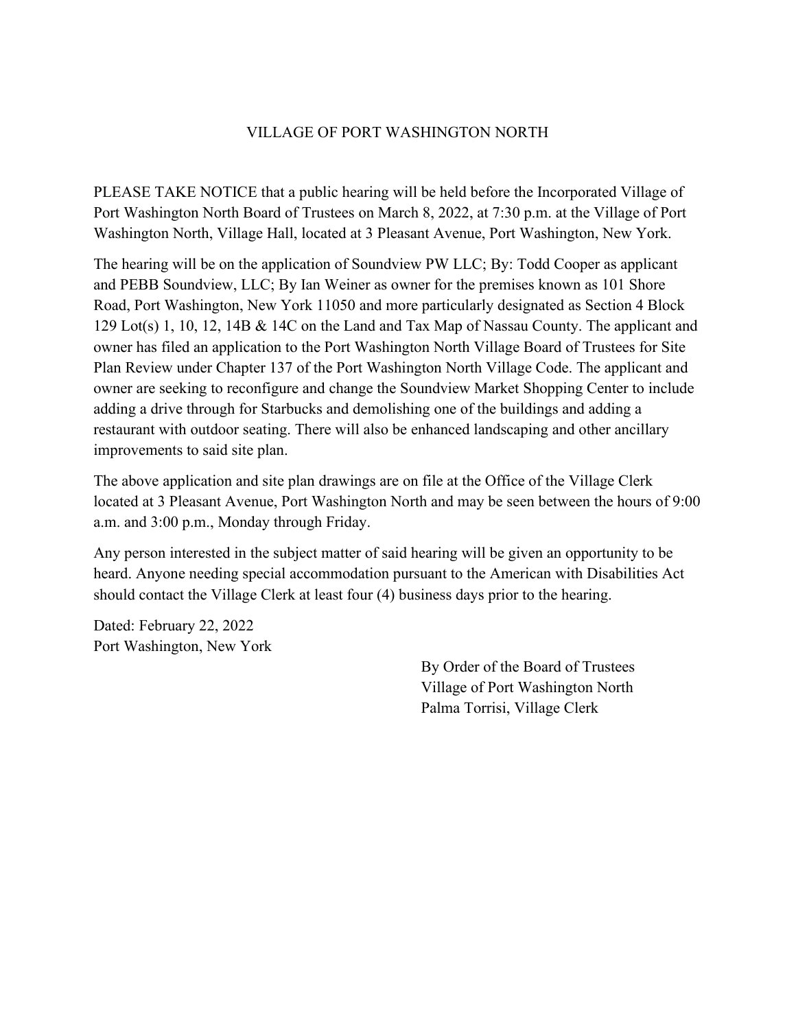# VILLAGE OF PORT WASHINGTON NORTH

PLEASE TAKE NOTICE that a public hearing will be held before the Incorporated Village of Port Washington North Board of Trustees on March 8, 2022, at 7:30 p.m. at the Village of Port Washington North, Village Hall, located at 3 Pleasant Avenue, Port Washington, New York.

The hearing will be on the application of Soundview PW LLC; By: Todd Cooper as applicant and PEBB Soundview, LLC; By Ian Weiner as owner for the premises known as 101 Shore Road, Port Washington, New York 11050 and more particularly designated as Section 4 Block 129 Lot(s) 1, 10, 12, 14B & 14C on the Land and Tax Map of Nassau County. The applicant and owner has filed an application to the Port Washington North Village Board of Trustees for Site Plan Review under Chapter 137 of the Port Washington North Village Code. The applicant and owner are seeking to reconfigure and change the Soundview Market Shopping Center to include adding a drive through for Starbucks and demolishing one of the buildings and adding a restaurant with outdoor seating. There will also be enhanced landscaping and other ancillary improvements to said site plan.

The above application and site plan drawings are on file at the Office of the Village Clerk located at 3 Pleasant Avenue, Port Washington North and may be seen between the hours of 9:00 a.m. and 3:00 p.m., Monday through Friday.

Any person interested in the subject matter of said hearing will be given an opportunity to be heard. Anyone needing special accommodation pursuant to the American with Disabilities Act should contact the Village Clerk at least four (4) business days prior to the hearing.

Dated: February 22, 2022
Port Washington, New York

By Order of the Board of Trustees
Village of Port Washington North
Palma Torrisi, Village Clerk